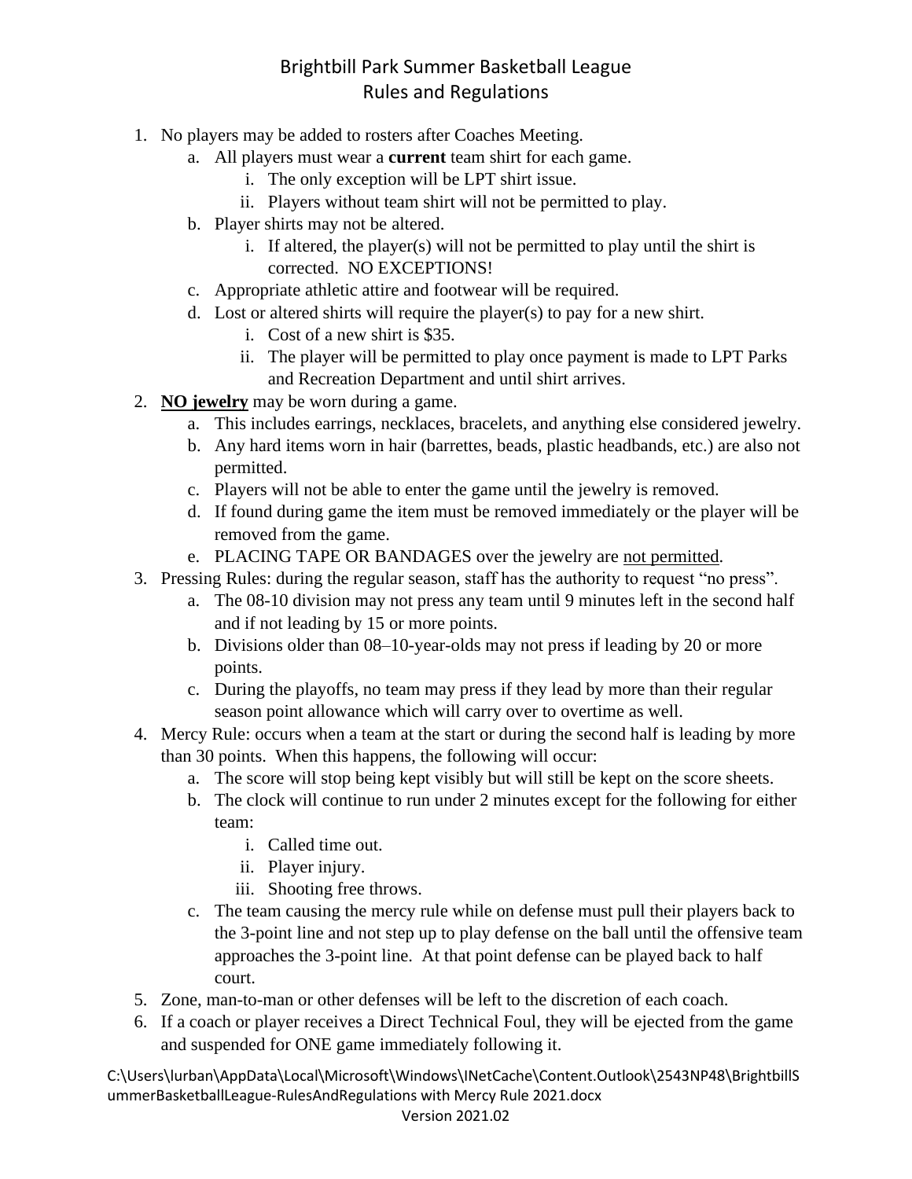# Brightbill Park Summer Basketball League
## Rules and Regulations

1. No players may be added to rosters after Coaches Meeting.
   a. All players must wear a **current** team shirt for each game.
      i. The only exception will be LPT shirt issue.
      ii. Players without team shirt will not be permitted to play.
   b. Player shirts may not be altered.
      i. If altered, the player(s) will not be permitted to play until the shirt is corrected. NO EXCEPTIONS!
   c. Appropriate athletic attire and footwear will be required.
   d. Lost or altered shirts will require the player(s) to pay for a new shirt.
      i. Cost of a new shirt is $35.
      ii. The player will be permitted to play once payment is made to LPT Parks and Recreation Department and until shirt arrives.
2. **<u>NO jewelry</u>** may be worn during a game.
   a. This includes earrings, necklaces, bracelets, and anything else considered jewelry.
   b. Any hard items worn in hair (barrettes, beads, plastic headbands, etc.) are also not permitted.
   c. Players will not be able to enter the game until the jewelry is removed.
   d. If found during game the item must be removed immediately or the player will be removed from the game.
   e. PLACING TAPE OR BANDAGES over the jewelry are <u>not permitted</u>.
3. Pressing Rules: during the regular season, staff has the authority to request "no press".
   a. The 08-10 division may not press any team until 9 minutes left in the second half and if not leading by 15 or more points.
   b. Divisions older than 08–10-year-olds may not press if leading by 20 or more points.
   c. During the playoffs, no team may press if they lead by more than their regular season point allowance which will carry over to overtime as well.
4. Mercy Rule: occurs when a team at the start or during the second half is leading by more than 30 points. When this happens, the following will occur:
   a. The score will stop being kept visibly but will still be kept on the score sheets.
   b. The clock will continue to run under 2 minutes except for the following for either team:
      i. Called time out.
      ii. Player injury.
      iii. Shooting free throws.
   c. The team causing the mercy rule while on defense must pull their players back to the 3-point line and not step up to play defense on the ball until the offensive team approaches the 3-point line. At that point defense can be played back to half court.
5. Zone, man-to-man or other defenses will be left to the discretion of each coach.
6. If a coach or player receives a Direct Technical Foul, they will be ejected from the game and suspended for ONE game immediately following it.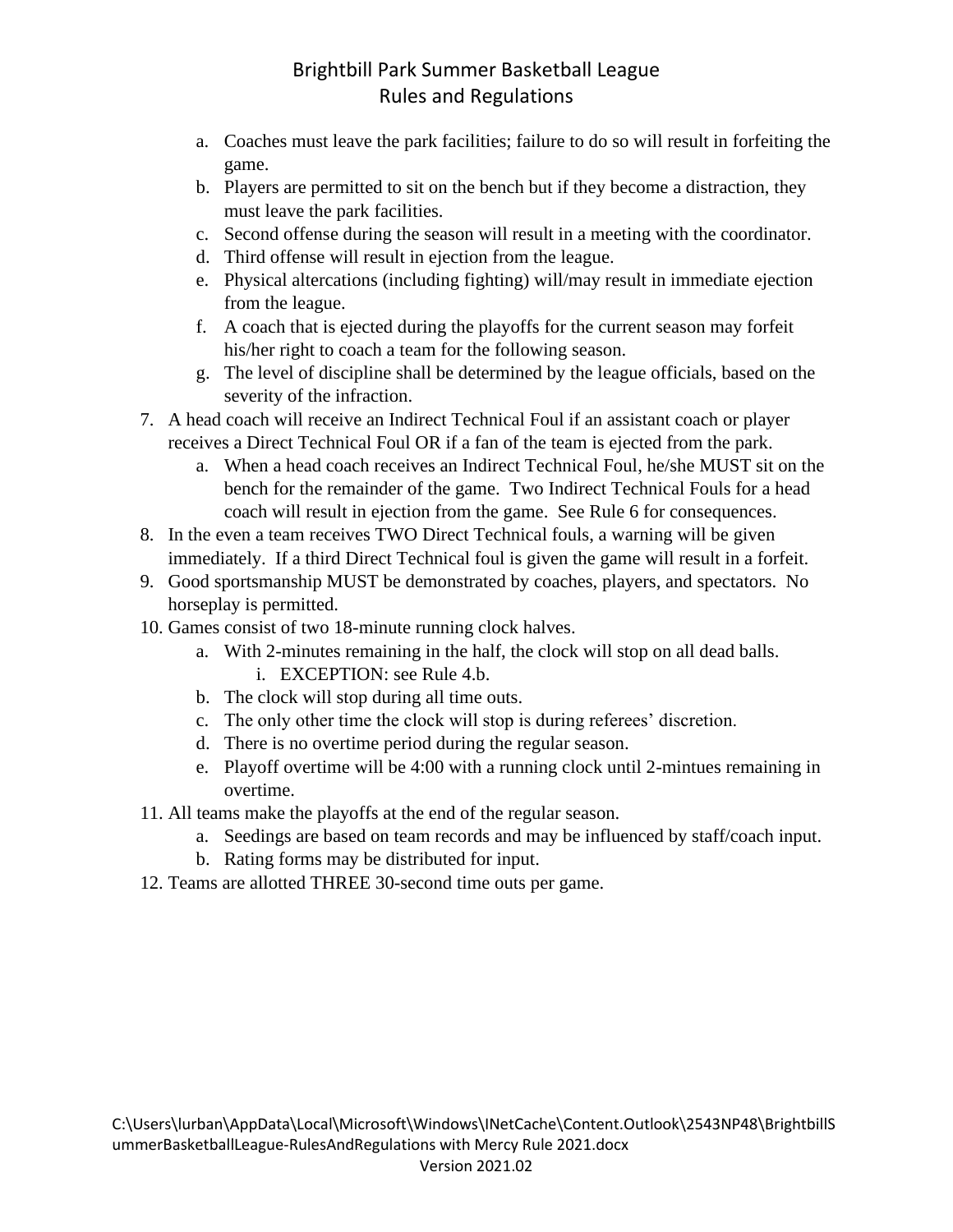a. Coaches must leave the park facilities; failure to do so will result in forfeiting the game.
b. Players are permitted to sit on the bench but if they become a distraction, they must leave the park facilities.
c. Second offense during the season will result in a meeting with the coordinator.
d. Third offense will result in ejection from the league.
e. Physical altercations (including fighting) will/may result in immediate ejection from the league.
f. A coach that is ejected during the playoffs for the current season may forfeit his/her right to coach a team for the following season.
g. The level of discipline shall be determined by the league officials, based on the severity of the infraction.

7. A head coach will receive an Indirect Technical Foul if an assistant coach or player receives a Direct Technical Foul OR if a fan of the team is ejected from the park.
   a. When a head coach receives an Indirect Technical Foul, he/she MUST sit on the bench for the remainder of the game. Two Indirect Technical Fouls for a head coach will result in ejection from the game. See Rule 6 for consequences.
8. In the even a team receives TWO Direct Technical fouls, a warning will be given immediately. If a third Direct Technical foul is given the game will result in a forfeit.
9. Good sportsmanship MUST be demonstrated by coaches, players, and spectators. No horseplay is permitted.
10. Games consist of two 18-minute running clock halves.
    a. With 2-minutes remaining in the half, the clock will stop on all dead balls.
       i. EXCEPTION: see Rule 4.b.
    b. The clock will stop during all time outs.
    c. The only other time the clock will stop is during referees' discretion.
    d. There is no overtime period during the regular season.
    e. Playoff overtime will be 4:00 with a running clock until 2-mintues remaining in overtime.
11. All teams make the playoffs at the end of the regular season.
    a. Seedings are based on team records and may be influenced by staff/coach input.
    b. Rating forms may be distributed for input.
12. Teams are allotted THREE 30-second time outs per game.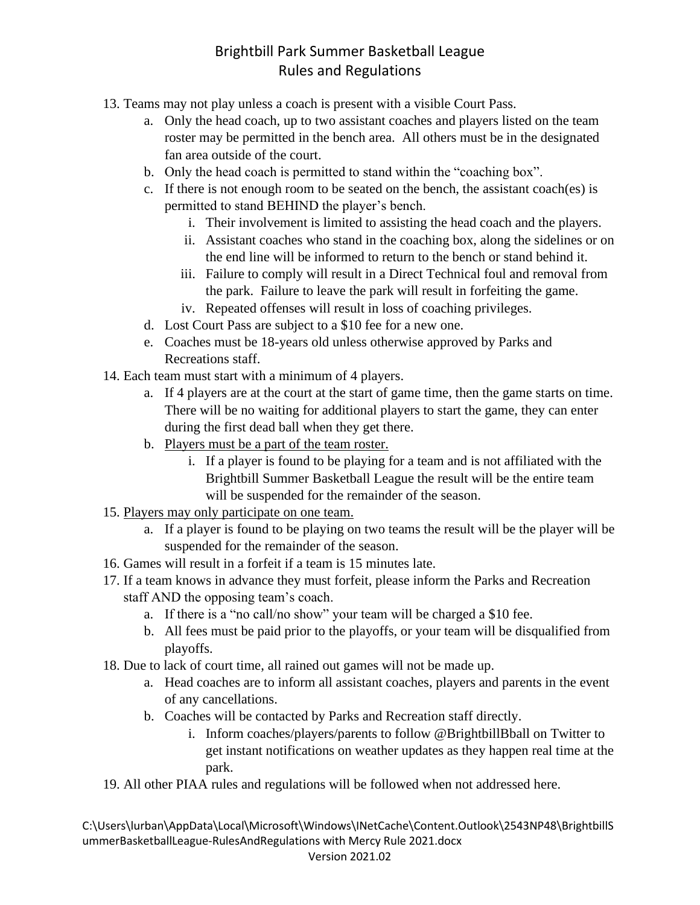13. Teams may not play unless a coach is present with a visible Court Pass.
    a. Only the head coach, up to two assistant coaches and players listed on the team roster may be permitted in the bench area. All others must be in the designated fan area outside of the court.
    b. Only the head coach is permitted to stand within the "coaching box".
    c. If there is not enough room to be seated on the bench, the assistant coach(es) is permitted to stand BEHIND the player's bench.
        i. Their involvement is limited to assisting the head coach and the players.
        ii. Assistant coaches who stand in the coaching box, along the sidelines or on the end line will be informed to return to the bench or stand behind it.
        iii. Failure to comply will result in a Direct Technical foul and removal from the park. Failure to leave the park will result in forfeiting the game.
        iv. Repeated offenses will result in loss of coaching privileges.
    d. Lost Court Pass are subject to a $10 fee for a new one.
    e. Coaches must be 18-years old unless otherwise approved by Parks and Recreations staff.
14. Each team must start with a minimum of 4 players.
    a. If 4 players are at the court at the start of game time, then the game starts on time. There will be no waiting for additional players to start the game, they can enter during the first dead ball when they get there.
    b. <u>Players must be a part of the team roster.</u>
        i. If a player is found to be playing for a team and is not affiliated with the Brightbill Summer Basketball League the result will be the entire team will be suspended for the remainder of the season.
15. <u>Players may only participate on one team.</u>
    a. If a player is found to be playing on two teams the result will be the player will be suspended for the remainder of the season.
16. Games will result in a forfeit if a team is 15 minutes late.
17. If a team knows in advance they must forfeit, please inform the Parks and Recreation staff AND the opposing team's coach.
    a. If there is a "no call/no show" your team will be charged a $10 fee.
    b. All fees must be paid prior to the playoffs, or your team will be disqualified from playoffs.
18. Due to lack of court time, all rained out games will not be made up.
    a. Head coaches are to inform all assistant coaches, players and parents in the event of any cancellations.
    b. Coaches will be contacted by Parks and Recreation staff directly.
        i. Inform coaches/players/parents to follow @BrightbillBball on Twitter to get instant notifications on weather updates as they happen real time at the park.
19. All other PIAA rules and regulations will be followed when not addressed here.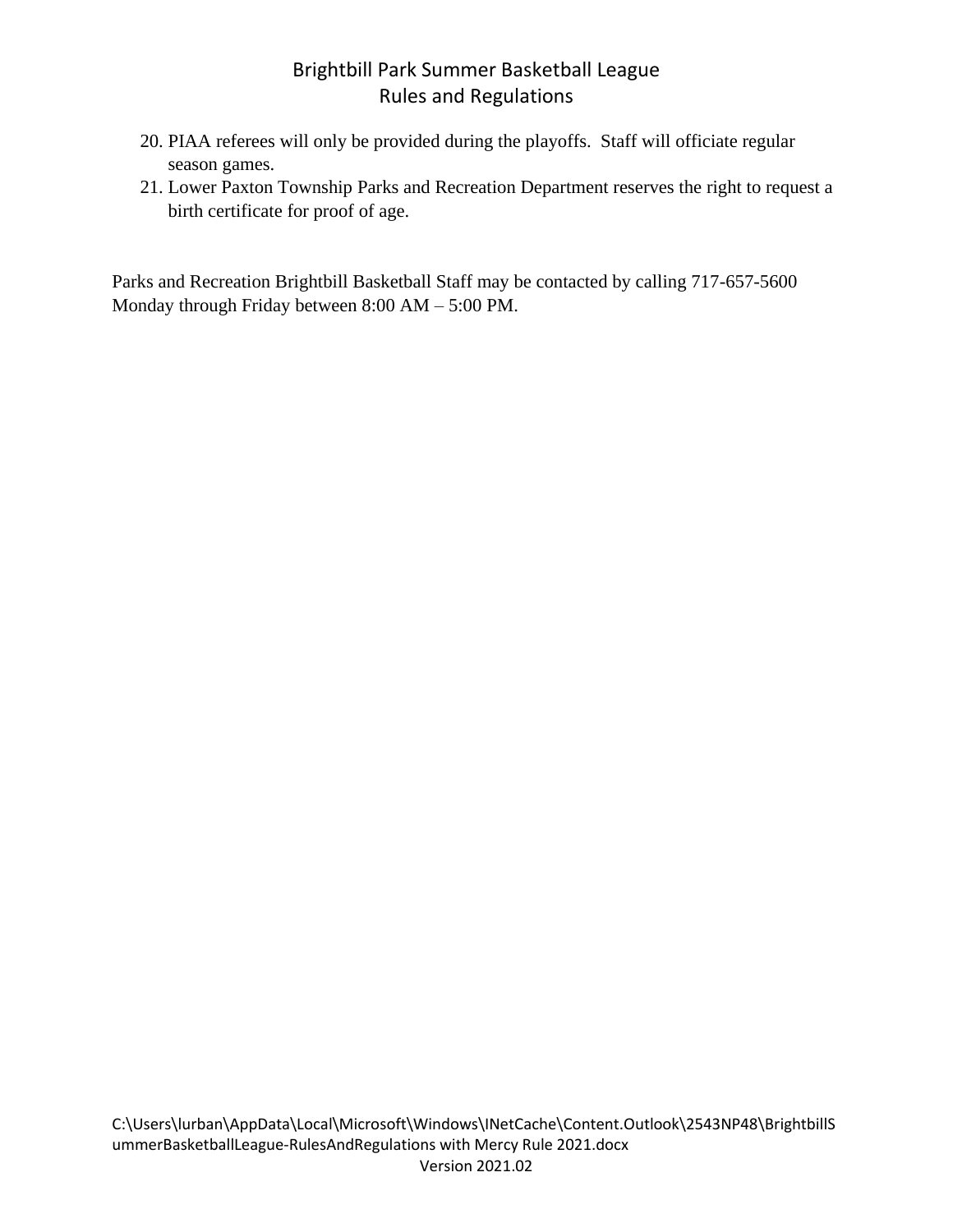20. PIAA referees will only be provided during the playoffs. Staff will officiate regular season games.
21. Lower Paxton Township Parks and Recreation Department reserves the right to request a birth certificate for proof of age.

Parks and Recreation Brightbill Basketball Staff may be contacted by calling 717-657-5600 Monday through Friday between 8:00 AM – 5:00 PM.